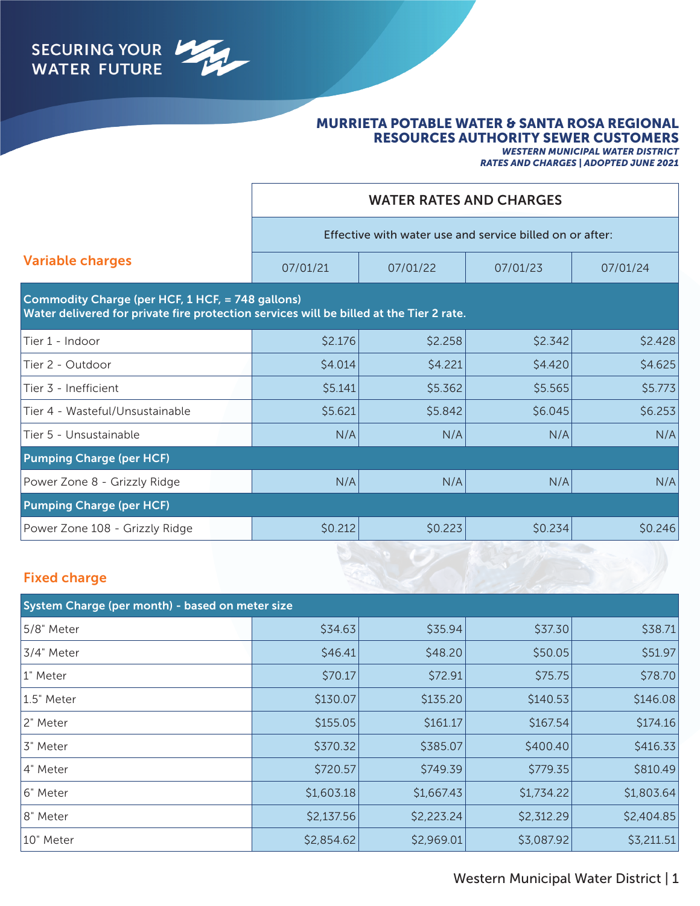SECURING YOUR WATER FUTURE

# MURRIETA POTABLE WATER & SANTA ROSA REGIONAL RESOURCES AUTHORITY SEWER CUSTOMERS

***WESTERN MUNICIPAL WATER DISTRICT***
***RATES AND CHARGES | ADOPTED JUNE 2021***

## Variable charges

| | WATER RATES AND CHARGES | | | |
|---|---|---|---|---|
| | Effective with water use and service billed on or after: | | | |
| | 07/01/21 | 07/01/22 | 07/01/23 | 07/01/24 |
| **Commodity Charge (per HCF, 1 HCF, = 748 gallons)** **Water delivered for private fire protection services will be billed at the Tier 2 rate.** | | | | |
| Tier 1 - Indoor | $2.176 | $2.258 | $2.342 | $2.428 |
| Tier 2 - Outdoor | $4.014 | $4.221 | $4.420 | $4.625 |
| Tier 3 - Inefficient | $5.141 | $5.362 | $5.565 | $5.773 |
| Tier 4 - Wasteful/Unsustainable | $5.621 | $5.842 | $6.045 | $6.253 |
| Tier 5 - Unsustainable | N/A | N/A | N/A | N/A |
| **Pumping Charge (per HCF)** | | | | |
| Power Zone 8 - Grizzly Ridge | N/A | N/A | N/A | N/A |
| **Pumping Charge (per HCF)** | | | | |
| Power Zone 108 - Grizzly Ridge | $0.212 | $0.223 | $0.234 | $0.246 |

## Fixed charge

| System Charge (per month) - based on meter size | 07/01/21 | 07/01/22 | 07/01/23 | 07/01/24 |
|---|---|---|---|---|
| 5/8" Meter | $34.63 | $35.94 | $37.30 | $38.71 |
| 3/4" Meter | $46.41 | $48.20 | $50.05 | $51.97 |
| 1" Meter | $70.17 | $72.91 | $75.75 | $78.70 |
| 1.5" Meter | $130.07 | $135.20 | $140.53 | $146.08 |
| 2" Meter | $155.05 | $161.17 | $167.54 | $174.16 |
| 3" Meter | $370.32 | $385.07 | $400.40 | $416.33 |
| 4" Meter | $720.57 | $749.39 | $779.35 | $810.49 |
| 6" Meter | $1,603.18 | $1,667.43 | $1,734.22 | $1,803.64 |
| 8" Meter | $2,137.56 | $2,223.24 | $2,312.29 | $2,404.85 |
| 10" Meter | $2,854.62 | $2,969.01 | $3,087.92 | $3,211.51 |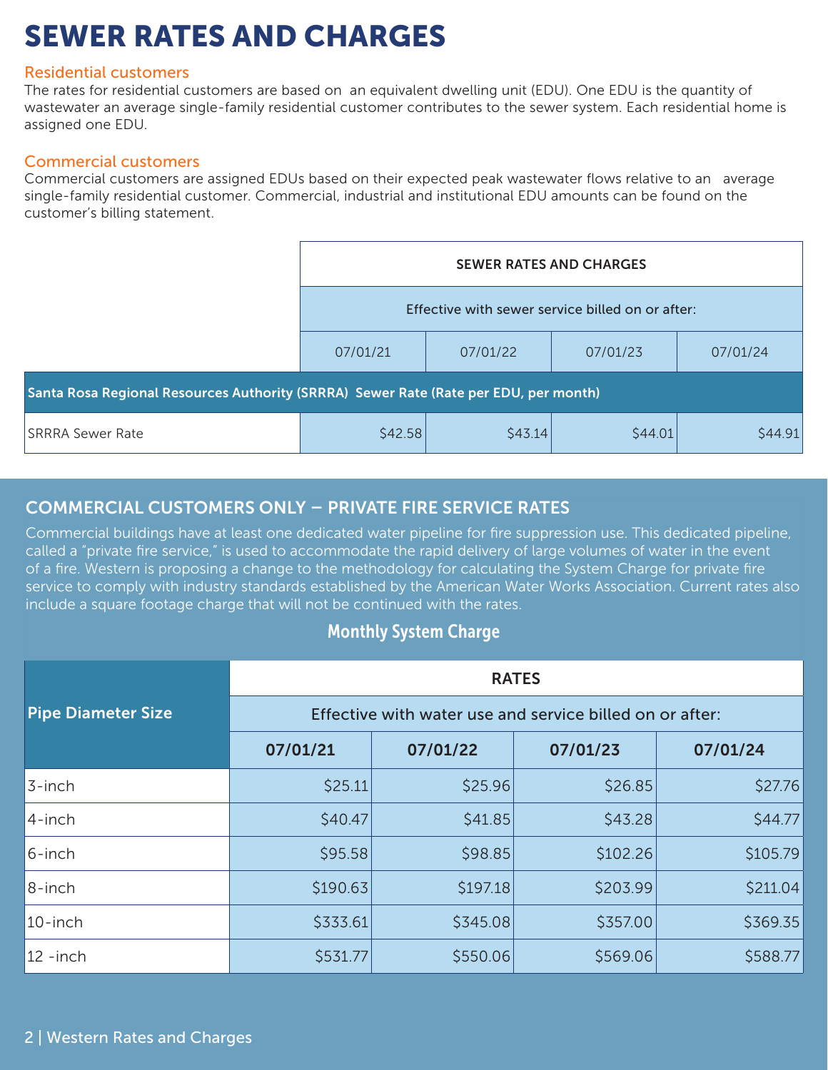# SEWER RATES AND CHARGES

## Residential customers

The rates for residential customers are based on an equivalent dwelling unit (EDU). One EDU is the quantity of wastewater an average single-family residential customer contributes to the sewer system. Each residential home is assigned one EDU.

## Commercial customers

Commercial customers are assigned EDUs based on their expected peak wastewater flows relative to an average single-family residential customer. Commercial, industrial and institutional EDU amounts can be found on the customer's billing statement.

| | SEWER RATES AND CHARGES | | | |
|---|---|---|---|---|
| | Effective with sewer service billed on or after: | | | |
| | 07/01/21 | 07/01/22 | 07/01/23 | 07/01/24 |
| **Santa Rosa Regional Resources Authority (SRRRA) Sewer Rate (Rate per EDU, per month)** | | | | |
| SRRRA Sewer Rate | $42.58 | $43.14 | $44.01 | $44.91 |

## COMMERCIAL CUSTOMERS ONLY – PRIVATE FIRE SERVICE RATES

Commercial buildings have at least one dedicated water pipeline for fire suppression use. This dedicated pipeline, called a "private fire service," is used to accommodate the rapid delivery of large volumes of water in the event of a fire. Western is proposing a change to the methodology for calculating the System Charge for private fire service to comply with industry standards established by the American Water Works Association. Current rates also include a square footage charge that will not be continued with the rates.

### Monthly System Charge

| Pipe Diameter Size | RATES | | | |
|---|---|---|---|---|
| | Effective with water use and service billed on or after: | | | |
| | **07/01/21** | **07/01/22** | **07/01/23** | **07/01/24** |
| 3-inch | $25.11 | $25.96 | $26.85 | $27.76 |
| 4-inch | $40.47 | $41.85 | $43.28 | $44.77 |
| 6-inch | $95.58 | $98.85 | $102.26 | $105.79 |
| 8-inch | $190.63 | $197.18 | $203.99 | $211.04 |
| 10-inch | $333.61 | $345.08 | $357.00 | $369.35 |
| 12 -inch | $531.77 | $550.06 | $569.06 | $588.77 |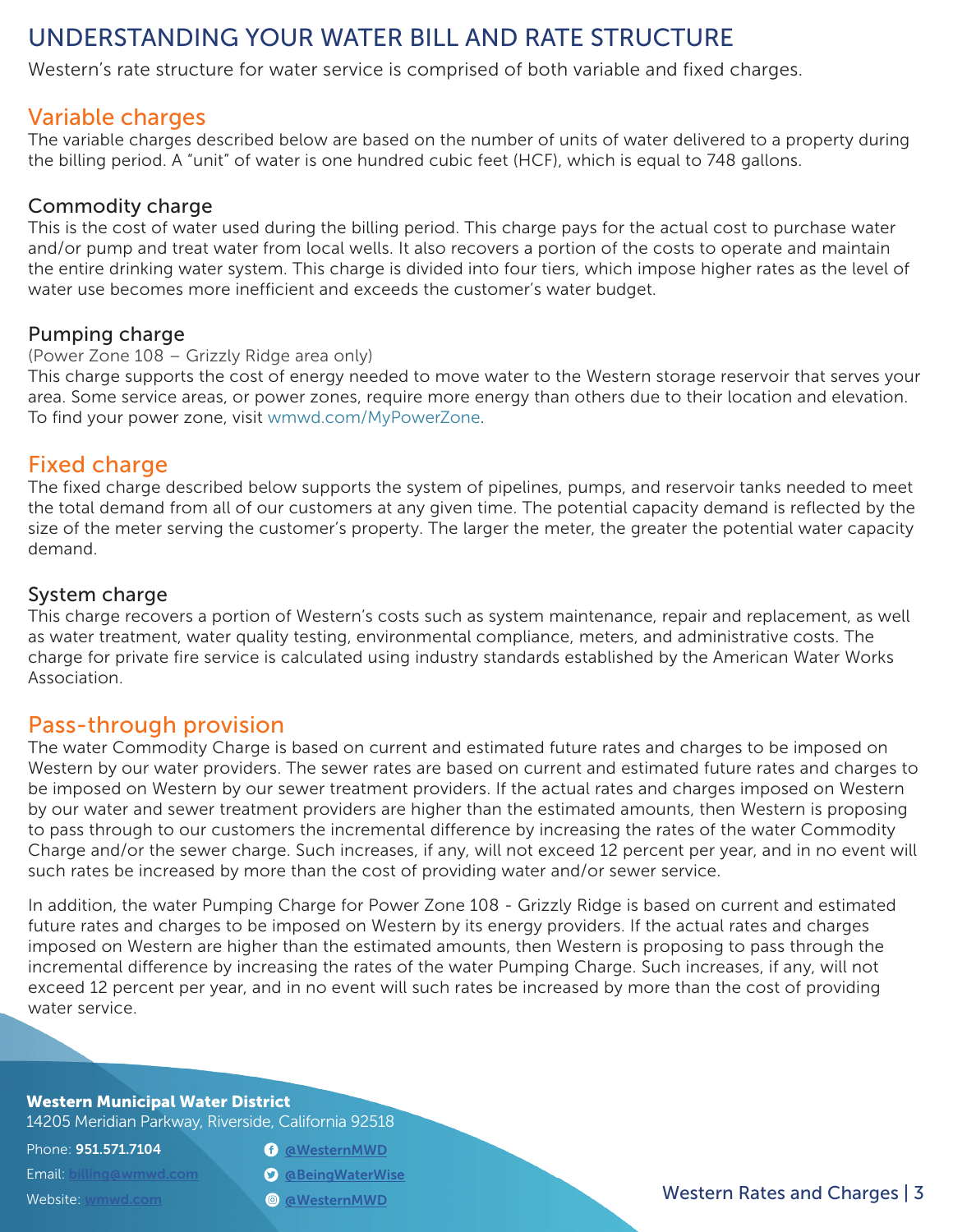# UNDERSTANDING YOUR WATER BILL AND RATE STRUCTURE

Western's rate structure for water service is comprised of both variable and fixed charges.

## Variable charges

The variable charges described below are based on the number of units of water delivered to a property during the billing period. A "unit" of water is one hundred cubic feet (HCF), which is equal to 748 gallons.

### Commodity charge

This is the cost of water used during the billing period. This charge pays for the actual cost to purchase water and/or pump and treat water from local wells. It also recovers a portion of the costs to operate and maintain the entire drinking water system. This charge is divided into four tiers, which impose higher rates as the level of water use becomes more inefficient and exceeds the customer's water budget.

### Pumping charge

(Power Zone 108 – Grizzly Ridge area only)

This charge supports the cost of energy needed to move water to the Western storage reservoir that serves your area. Some service areas, or power zones, require more energy than others due to their location and elevation. To find your power zone, visit wmwd.com/MyPowerZone.

## Fixed charge

The fixed charge described below supports the system of pipelines, pumps, and reservoir tanks needed to meet the total demand from all of our customers at any given time. The potential capacity demand is reflected by the size of the meter serving the customer's property. The larger the meter, the greater the potential water capacity demand.

### System charge

This charge recovers a portion of Western's costs such as system maintenance, repair and replacement, as well as water treatment, water quality testing, environmental compliance, meters, and administrative costs. The charge for private fire service is calculated using industry standards established by the American Water Works Association.

## Pass-through provision

The water Commodity Charge is based on current and estimated future rates and charges to be imposed on Western by our water providers. The sewer rates are based on current and estimated future rates and charges to be imposed on Western by our sewer treatment providers. If the actual rates and charges imposed on Western by our water and sewer treatment providers are higher than the estimated amounts, then Western is proposing to pass through to our customers the incremental difference by increasing the rates of the water Commodity Charge and/or the sewer charge. Such increases, if any, will not exceed 12 percent per year, and in no event will such rates be increased by more than the cost of providing water and/or sewer service.

In addition, the water Pumping Charge for Power Zone 108 - Grizzly Ridge is based on current and estimated future rates and charges to be imposed on Western by its energy providers. If the actual rates and charges imposed on Western are higher than the estimated amounts, then Western is proposing to pass through the incremental difference by increasing the rates of the water Pumping Charge. Such increases, if any, will not exceed 12 percent per year, and in no event will such rates be increased by more than the cost of providing water service.

**Western Municipal Water District**
14205 Meridian Parkway, Riverside, California 92518

Phone: **951.571.7104**
Email: billing@wmwd.com
Website: wmwd.com

@WesternMWD
@BeingWaterWise
@WesternMWD